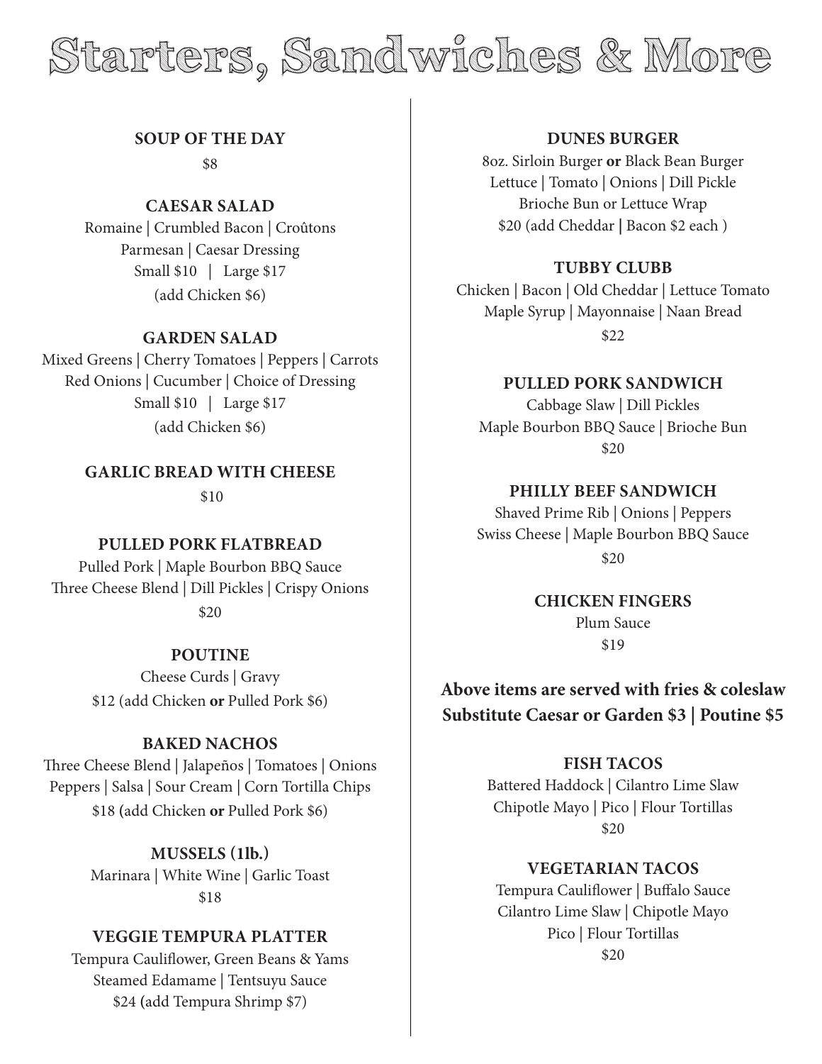# Starters, Sandwiches & More

### SOUP OF THE DAY

$8

### CAESAR SALAD

Romaine | Crumbled Bacon | Croûtons
Parmesan | Caesar Dressing
Small $10 | Large $17
(add Chicken $6)

### GARDEN SALAD

Mixed Greens | Cherry Tomatoes | Peppers | Carrots
Red Onions | Cucumber | Choice of Dressing
Small $10 | Large $17
(add Chicken $6)

### GARLIC BREAD WITH CHEESE

$10

### PULLED PORK FLATBREAD

Pulled Pork | Maple Bourbon BBQ Sauce
Three Cheese Blend | Dill Pickles | Crispy Onions
$20

### POUTINE

Cheese Curds | Gravy
$12 (add Chicken **or** Pulled Pork $6)

### BAKED NACHOS

Three Cheese Blend | Jalapeños | Tomatoes | Onions
Peppers | Salsa | Sour Cream | Corn Tortilla Chips
$18 (add Chicken **or** Pulled Pork $6)

### MUSSELS (1lb.)

Marinara | White Wine | Garlic Toast
$18

### VEGGIE TEMPURA PLATTER

Tempura Cauliflower, Green Beans & Yams
Steamed Edamame | Tentsuyu Sauce
$24 (add Tempura Shrimp $7)

### DUNES BURGER

8oz. Sirloin Burger **or** Black Bean Burger
Lettuce | Tomato | Onions | Dill Pickle
Brioche Bun or Lettuce Wrap
$20 (add Cheddar | Bacon $2 each )

### TUBBY CLUBB

Chicken | Bacon | Old Cheddar | Lettuce Tomato
Maple Syrup | Mayonnaise | Naan Bread
$22

### PULLED PORK SANDWICH

Cabbage Slaw | Dill Pickles
Maple Bourbon BBQ Sauce | Brioche Bun
$20

### PHILLY BEEF SANDWICH

Shaved Prime Rib | Onions | Peppers
Swiss Cheese | Maple Bourbon BBQ Sauce
$20

### CHICKEN FINGERS

Plum Sauce
$19

**Above items are served with fries & coleslaw**
**Substitute Caesar or Garden $3 | Poutine $5**

### FISH TACOS

Battered Haddock | Cilantro Lime Slaw
Chipotle Mayo | Pico | Flour Tortillas
$20

### VEGETARIAN TACOS

Tempura Cauliflower | Buffalo Sauce
Cilantro Lime Slaw | Chipotle Mayo
Pico | Flour Tortillas
$20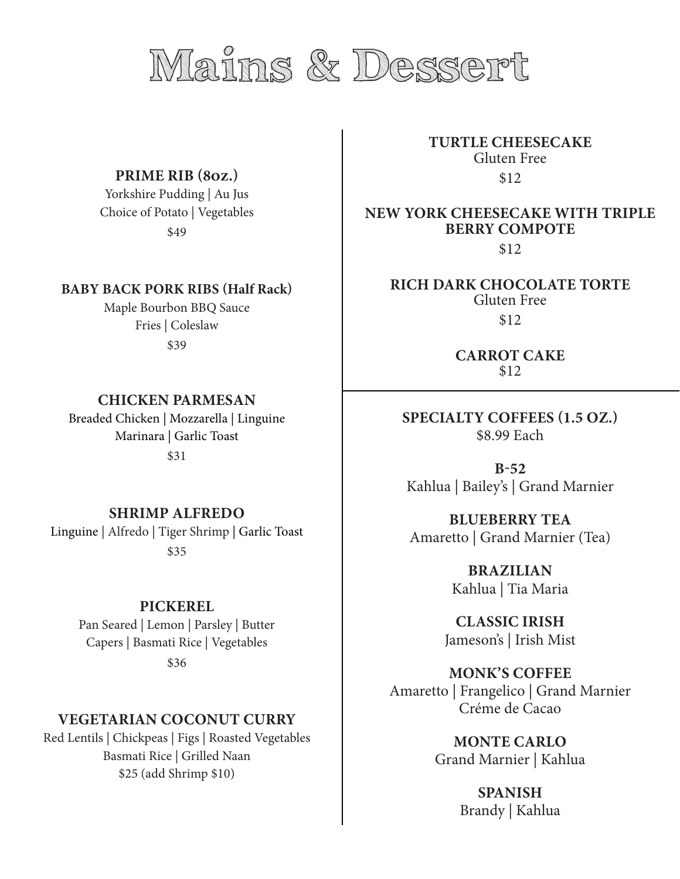# Mains & Dessert

**PRIME RIB (8oz.)**
Yorkshire Pudding | Au Jus
Choice of Potato | Vegetables
$49

**BABY BACK PORK RIBS (Half Rack)**
Maple Bourbon BBQ Sauce
Fries | Coleslaw
$39

**CHICKEN PARMESAN**
Breaded Chicken | Mozzarella | Linguine
Marinara | Garlic Toast
$31

**SHRIMP ALFREDO**
Linguine | Alfredo | Tiger Shrimp | Garlic Toast
$35

**PICKEREL**
Pan Seared | Lemon | Parsley | Butter
Capers | Basmati Rice | Vegetables
$36

**VEGETARIAN COCONUT CURRY**
Red Lentils | Chickpeas | Figs | Roasted Vegetables
Basmati Rice | Grilled Naan
$25 (add Shrimp $10)

**TURTLE CHEESECAKE**
Gluten Free
$12

**NEW YORK CHEESECAKE WITH TRIPLE BERRY COMPOTE**
$12

**RICH DARK CHOCOLATE TORTE**
Gluten Free
$12

**CARROT CAKE**
$12

---

**SPECIALTY COFFEES (1.5 OZ.)**
$8.99 Each

**B-52**
Kahlua | Bailey's | Grand Marnier

**BLUEBERRY TEA**
Amaretto | Grand Marnier (Tea)

**BRAZILIAN**
Kahlua | Tia Maria

**CLASSIC IRISH**
Jameson's | Irish Mist

**MONK'S COFFEE**
Amaretto | Frangelico | Grand Marnier
Créme de Cacao

**MONTE CARLO**
Grand Marnier | Kahlua

**SPANISH**
Brandy | Kahlua